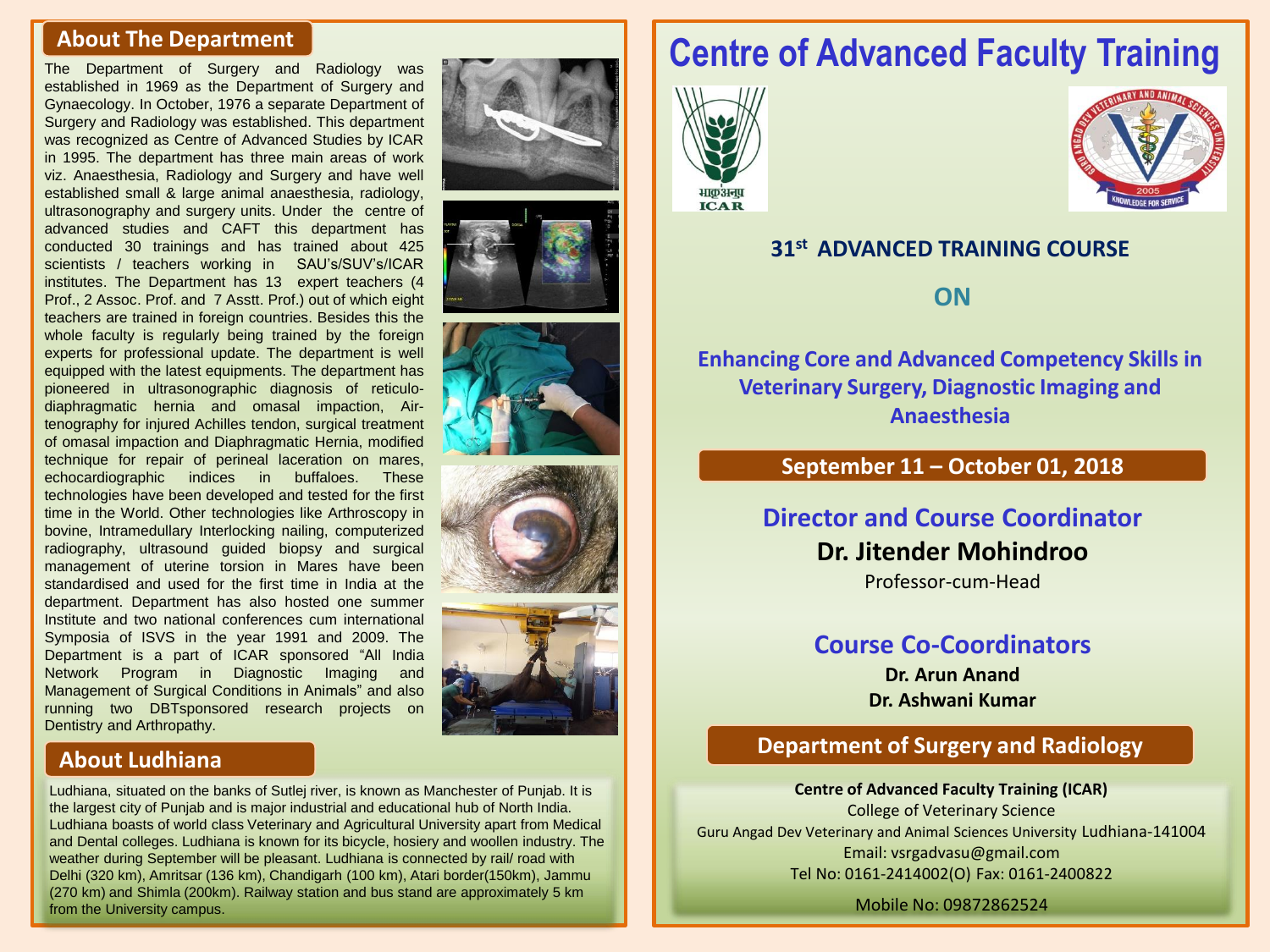## About The Department

The Department of Surgery and Radiology was established in 1969 as the Department of Surgery and Gynaecology. In October, 1976 a separate Department of Surgery and Radiology was established. This department was recognized as Centre of Advanced Studies by ICAR in 1995. The department has three main areas of work viz. Anaesthesia, Radiology and Surgery and have well established small & large animal anaesthesia, radiology, ultrasonography and surgery units. Under the centre of advanced studies and CAFT this department has conducted 30 trainings and has trained about 425 scientists / teachers working in SAU's/SUV's/ICAR institutes. The Department has 13 expert teachers (4 Prof., 2 Assoc. Prof. and 7 Asstt. Prof.) out of which eight teachers are trained in foreign countries. Besides this the whole faculty is regularly being trained by the foreign experts for professional update. The department is well equipped with the latest equipments. The department has pioneered in ultrasonographic diagnosis of reticulo-diaphragmatic hernia and omasal impaction, Air-tenography for injured Achilles tendon, surgical treatment of omasal impaction and Diaphragmatic Hernia, modified technique for repair of perineal laceration on mares, echocardiographic indices in buffaloes. These technologies have been developed and tested for the first time in the World. Other technologies like Arthroscopy in bovine, Intramedullary Interlocking nailing, computerized radiography, ultrasound guided biopsy and surgical management of uterine torsion in Mares have been standardised and used for the first time in India at the department. Department has also hosted one summer Institute and two national conferences cum international Symposia of ISVS in the year 1991 and 2009. The Department is a part of ICAR sponsored "All India Network Program in Diagnostic Imaging and Management of Surgical Conditions in Animals" and also running two DBTsponsored research projects on Dentistry and Arthropathy.

## About Ludhiana

Ludhiana, situated on the banks of Sutlej river, is known as Manchester of Punjab. It is the largest city of Punjab and is major industrial and educational hub of North India. Ludhiana boasts of world class Veterinary and Agricultural University apart from Medical and Dental colleges. Ludhiana is known for its bicycle, hosiery and woollen industry. The weather during September will be pleasant. Ludhiana is connected by rail/ road with Delhi (320 km), Amritsar (136 km), Chandigarh (100 km), Atari border(150km), Jammu (270 km) and Shimla (200km). Railway station and bus stand are approximately 5 km from the University campus.

# Centre of Advanced Faculty Training

भाकृअनुप ICAR

### 31st ADVANCED TRAINING COURSE

### ON

### Enhancing Core and Advanced Competency Skills in Veterinary Surgery, Diagnostic Imaging and Anaesthesia

**September 11 – October 01, 2018**

## Director and Course Coordinator

**Dr. Jitender Mohindroo**

Professor-cum-Head

## Course Co-Coordinators

**Dr. Arun Anand**

**Dr. Ashwani Kumar**

## Department of Surgery and Radiology

**Centre of Advanced Faculty Training (ICAR)**

College of Veterinary Science

Guru Angad Dev Veterinary and Animal Sciences University Ludhiana-141004

Email: vsrgadvasu@gmail.com

Tel No: 0161-2414002(O) Fax: 0161-2400822

Mobile No: 09872862524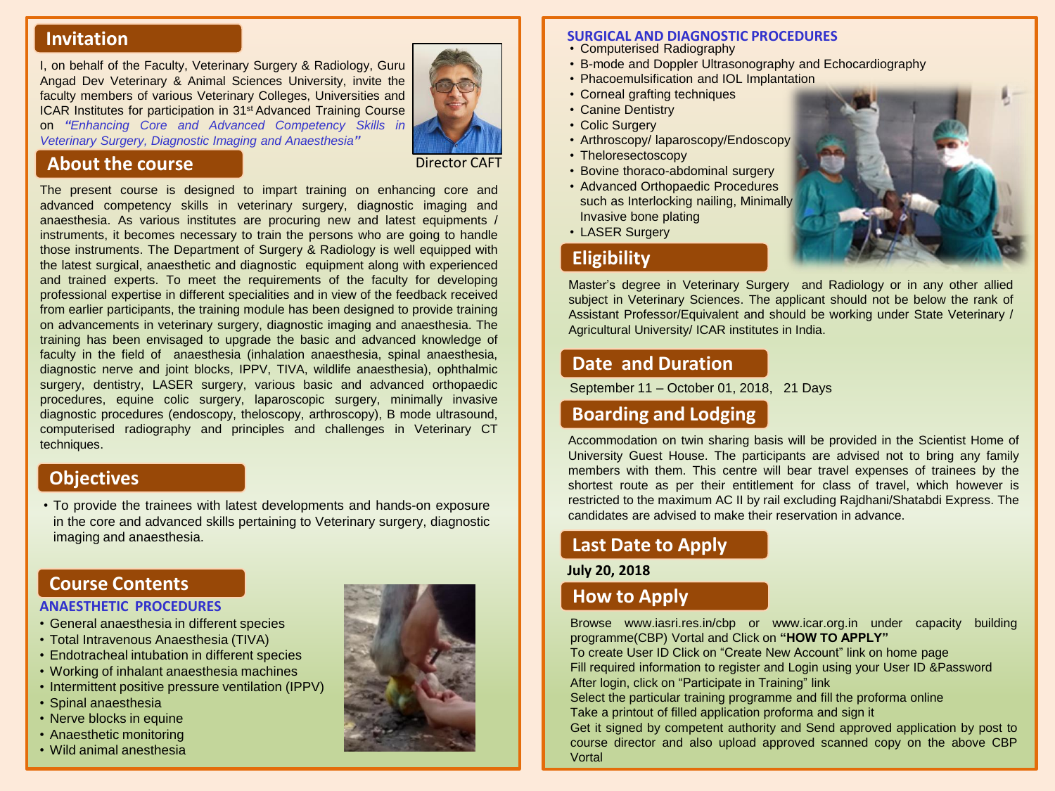## Invitation

I, on behalf of the Faculty, Veterinary Surgery & Radiology, Guru Angad Dev Veterinary & Animal Sciences University, invite the faculty members of various Veterinary Colleges, Universities and ICAR Institutes for participation in 31st Advanced Training Course on ***"Enhancing Core and Advanced Competency Skills in Veterinary Surgery, Diagnostic Imaging and Anaesthesia"***

Director CAFT

## About the course

The present course is designed to impart training on enhancing core and advanced competency skills in veterinary surgery, diagnostic imaging and anaesthesia. As various institutes are procuring new and latest equipments / instruments, it becomes necessary to train the persons who are going to handle those instruments. The Department of Surgery & Radiology is well equipped with the latest surgical, anaesthetic and diagnostic equipment along with experienced and trained experts. To meet the requirements of the faculty for developing professional expertise in different specialities and in view of the feedback received from earlier participants, the training module has been designed to provide training on advancements in veterinary surgery, diagnostic imaging and anaesthesia. The training has been envisaged to upgrade the basic and advanced knowledge of faculty in the field of anaesthesia (inhalation anaesthesia, spinal anaesthesia, diagnostic nerve and joint blocks, IPPV, TIVA, wildlife anaesthesia), ophthalmic surgery, dentistry, LASER surgery, various basic and advanced orthopaedic procedures, equine colic surgery, laparoscopic surgery, minimally invasive diagnostic procedures (endoscopy, theloscopy, arthroscopy), B mode ultrasound, computerised radiography and principles and challenges in Veterinary CT techniques.

## Objectives

- To provide the trainees with latest developments and hands-on exposure in the core and advanced skills pertaining to Veterinary surgery, diagnostic imaging and anaesthesia.

## Course Contents

### ANAESTHETIC PROCEDURES

- General anaesthesia in different species
- Total Intravenous Anaesthesia (TIVA)
- Endotracheal intubation in different species
- Working of inhalant anaesthesia machines
- Intermittent positive pressure ventilation (IPPV)
- Spinal anaesthesia
- Nerve blocks in equine
- Anaesthetic monitoring
- Wild animal anesthesia

### SURGICAL AND DIAGNOSTIC PROCEDURES

- Computerised Radiography
- B-mode and Doppler Ultrasonography and Echocardiography
- Phacoemulsification and IOL Implantation
- Corneal grafting techniques
- Canine Dentistry
- Colic Surgery
- Arthroscopy/ laparoscopy/Endoscopy
- Theloresectoscopy
- Bovine thoraco-abdominal surgery
- Advanced Orthopaedic Procedures such as Interlocking nailing, Minimally Invasive bone plating
- LASER Surgery

## Eligibility

Master's degree in Veterinary Surgery and Radiology or in any other allied subject in Veterinary Sciences. The applicant should not be below the rank of Assistant Professor/Equivalent and should be working under State Veterinary / Agricultural University/ ICAR institutes in India.

## Date and Duration

September 11 – October 01, 2018, 21 Days

## Boarding and Lodging

Accommodation on twin sharing basis will be provided in the Scientist Home of University Guest House. The participants are advised not to bring any family members with them. This centre will bear travel expenses of trainees by the shortest route as per their entitlement for class of travel, which however is restricted to the maximum AC II by rail excluding Rajdhani/Shatabdi Express. The candidates are advised to make their reservation in advance.

## Last Date to Apply

**July 20, 2018**

## How to Apply

Browse www.iasri.res.in/cbp or www.icar.org.in under capacity building programme(CBP) Vortal and Click on **"HOW TO APPLY"**

To create User ID Click on "Create New Account" link on home page

Fill required information to register and Login using your User ID &Password

After login, click on "Participate in Training" link

Select the particular training programme and fill the proforma online

Take a printout of filled application proforma and sign it

Get it signed by competent authority and Send approved application by post to course director and also upload approved scanned copy on the above CBP Vortal